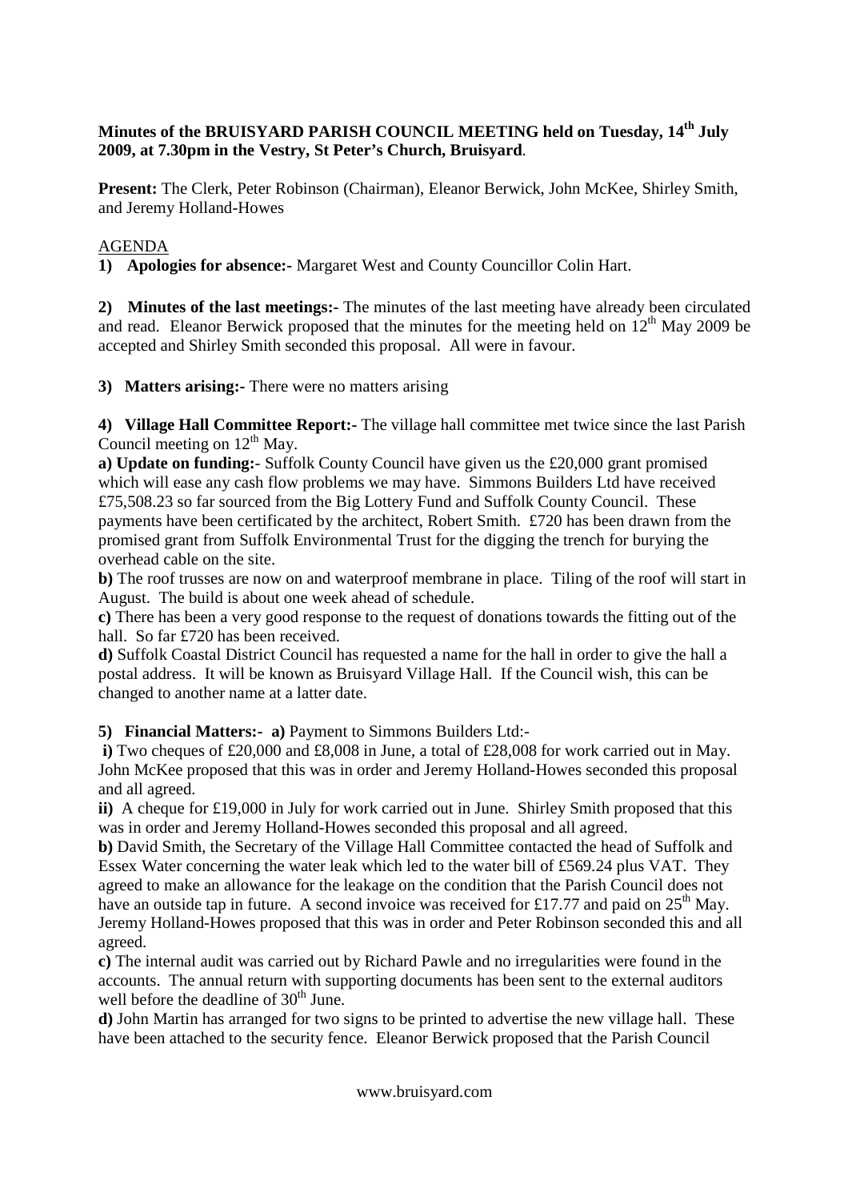**Minutes of the BRUISYARD PARISH COUNCIL MEETING held on Tuesday, 14th July 2009, at 7.30pm in the Vestry, St Peter's Church, Bruisyard**.

**Present:** The Clerk, Peter Robinson (Chairman), Eleanor Berwick, John McKee, Shirley Smith, and Jeremy Holland-Howes

AGENDA

**1) Apologies for absence:-** Margaret West and County Councillor Colin Hart.

**2) Minutes of the last meetings:-** The minutes of the last meeting have already been circulated and read. Eleanor Berwick proposed that the minutes for the meeting held on 12th May 2009 be accepted and Shirley Smith seconded this proposal. All were in favour.

**3) Matters arising:-** There were no matters arising

**4) Village Hall Committee Report:-** The village hall committee met twice since the last Parish Council meeting on 12th May.

**a) Update on funding:**- Suffolk County Council have given us the £20,000 grant promised which will ease any cash flow problems we may have. Simmons Builders Ltd have received £75,508.23 so far sourced from the Big Lottery Fund and Suffolk County Council. These payments have been certificated by the architect, Robert Smith. £720 has been drawn from the promised grant from Suffolk Environmental Trust for the digging the trench for burying the overhead cable on the site.

**b)** The roof trusses are now on and waterproof membrane in place. Tiling of the roof will start in August. The build is about one week ahead of schedule.

**c)** There has been a very good response to the request of donations towards the fitting out of the hall. So far £720 has been received.

**d)** Suffolk Coastal District Council has requested a name for the hall in order to give the hall a postal address. It will be known as Bruisyard Village Hall. If the Council wish, this can be changed to another name at a latter date.

**5) Financial Matters:- a)** Payment to Simmons Builders Ltd:-

**i)** Two cheques of £20,000 and £8,008 in June, a total of £28,008 for work carried out in May. John McKee proposed that this was in order and Jeremy Holland-Howes seconded this proposal and all agreed.

**ii)** A cheque for £19,000 in July for work carried out in June. Shirley Smith proposed that this was in order and Jeremy Holland-Howes seconded this proposal and all agreed.

**b)** David Smith, the Secretary of the Village Hall Committee contacted the head of Suffolk and Essex Water concerning the water leak which led to the water bill of £569.24 plus VAT. They agreed to make an allowance for the leakage on the condition that the Parish Council does not have an outside tap in future. A second invoice was received for £17.77 and paid on 25th May. Jeremy Holland-Howes proposed that this was in order and Peter Robinson seconded this and all agreed.

**c)** The internal audit was carried out by Richard Pawle and no irregularities were found in the accounts. The annual return with supporting documents has been sent to the external auditors well before the deadline of 30th June.

**d)** John Martin has arranged for two signs to be printed to advertise the new village hall. These have been attached to the security fence. Eleanor Berwick proposed that the Parish Council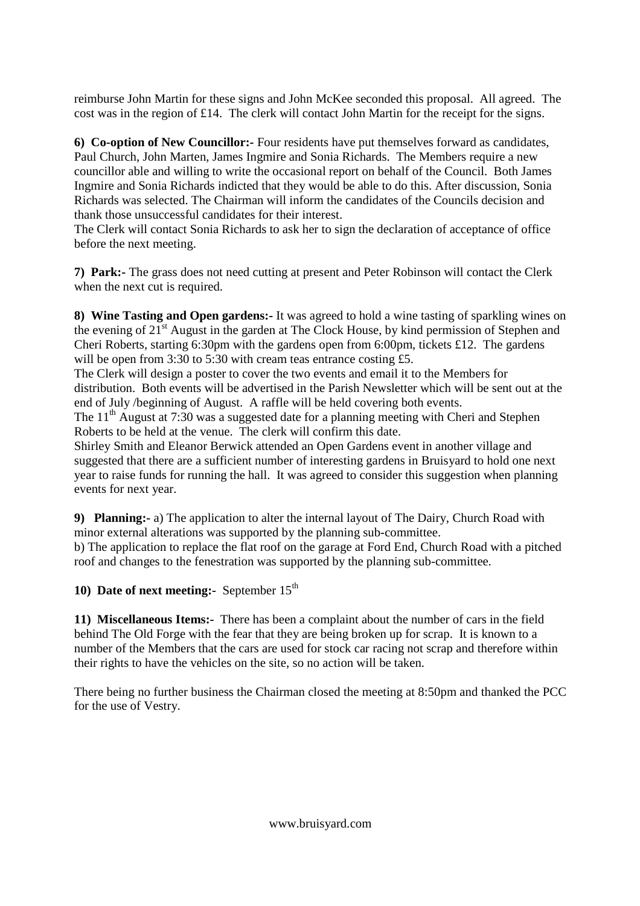reimburse John Martin for these signs and John McKee seconded this proposal. All agreed. The cost was in the region of £14. The clerk will contact John Martin for the receipt for the signs.

**6) Co-option of New Councillor:-** Four residents have put themselves forward as candidates, Paul Church, John Marten, James Ingmire and Sonia Richards. The Members require a new councillor able and willing to write the occasional report on behalf of the Council. Both James Ingmire and Sonia Richards indicted that they would be able to do this. After discussion, Sonia Richards was selected. The Chairman will inform the candidates of the Councils decision and thank those unsuccessful candidates for their interest.

The Clerk will contact Sonia Richards to ask her to sign the declaration of acceptance of office before the next meeting.

**7) Park:-** The grass does not need cutting at present and Peter Robinson will contact the Clerk when the next cut is required.

**8) Wine Tasting and Open gardens:-** It was agreed to hold a wine tasting of sparkling wines on the evening of 21st August in the garden at The Clock House, by kind permission of Stephen and Cheri Roberts, starting 6:30pm with the gardens open from 6:00pm, tickets £12. The gardens will be open from 3:30 to 5:30 with cream teas entrance costing £5.

The Clerk will design a poster to cover the two events and email it to the Members for distribution. Both events will be advertised in the Parish Newsletter which will be sent out at the end of July /beginning of August. A raffle will be held covering both events.

The 11th August at 7:30 was a suggested date for a planning meeting with Cheri and Stephen Roberts to be held at the venue. The clerk will confirm this date.

Shirley Smith and Eleanor Berwick attended an Open Gardens event in another village and suggested that there are a sufficient number of interesting gardens in Bruisyard to hold one next year to raise funds for running the hall. It was agreed to consider this suggestion when planning events for next year.

**9) Planning:-** a) The application to alter the internal layout of The Dairy, Church Road with minor external alterations was supported by the planning sub-committee.

b) The application to replace the flat roof on the garage at Ford End, Church Road with a pitched roof and changes to the fenestration was supported by the planning sub-committee.

**10) Date of next meeting:-** September 15th

**11) Miscellaneous Items:-** There has been a complaint about the number of cars in the field behind The Old Forge with the fear that they are being broken up for scrap. It is known to a number of the Members that the cars are used for stock car racing not scrap and therefore within their rights to have the vehicles on the site, so no action will be taken.

There being no further business the Chairman closed the meeting at 8:50pm and thanked the PCC for the use of Vestry.

www.bruisyard.com